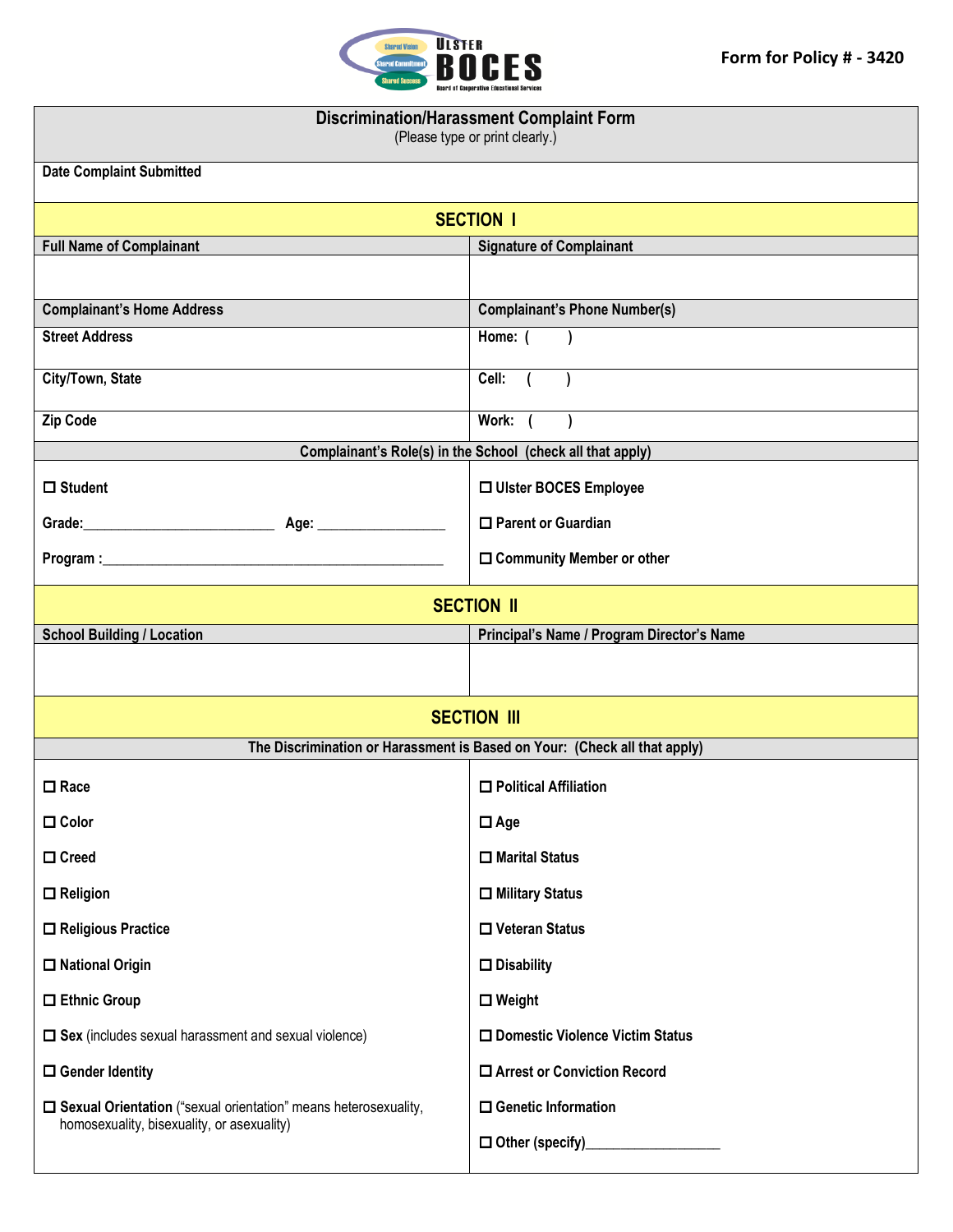Ulster BOCES — Board of Cooperative Educational Services

**Form for Policy # - 3420**

# Discrimination/Harassment Complaint Form

(Please type or print clearly.)

**Date Complaint Submitted**

## SECTION I

| **Full Name of Complainant** | **Signature of Complainant** |
|---|---|
| | |
| **Complainant's Home Address** | **Complainant's Phone Number(s)** |
| **Street Address** | **Home: (        )** |
| **City/Town, State** | **Cell: (        )** |
| **Zip Code** | **Work: (        )** |

**Complainant's Role(s) in the School (check all that apply)**

| | |
|---|---|
| ☐ **Student** | ☐ **Ulster BOCES Employee** |
| **Grade:**__________________________ **Age:** _________________ | ☐ **Parent or Guardian** |
| **Program :**_______________________________________________ | ☐ **Community Member or other** |

## SECTION II

| **School Building / Location** | **Principal's Name / Program Director's Name** |
|---|---|
| | |

## SECTION III

**The Discrimination or Harassment is Based on Your: (Check all that apply)**

| | |
|---|---|
| ☐ **Race** | ☐ **Political Affiliation** |
| ☐ **Color** | ☐ **Age** |
| ☐ **Creed** | ☐ **Marital Status** |
| ☐ **Religion** | ☐ **Military Status** |
| ☐ **Religious Practice** | ☐ **Veteran Status** |
| ☐ **National Origin** | ☐ **Disability** |
| ☐ **Ethnic Group** | ☐ **Weight** |
| ☐ **Sex** (includes sexual harassment and sexual violence) | ☐ **Domestic Violence Victim Status** |
| ☐ **Gender Identity** | ☐ **Arrest or Conviction Record** |
| ☐ **Sexual Orientation** ("sexual orientation" means heterosexuality, homosexuality, bisexuality, or asexuality) | ☐ **Genetic Information** |
| | ☐ **Other (specify)**___________________ |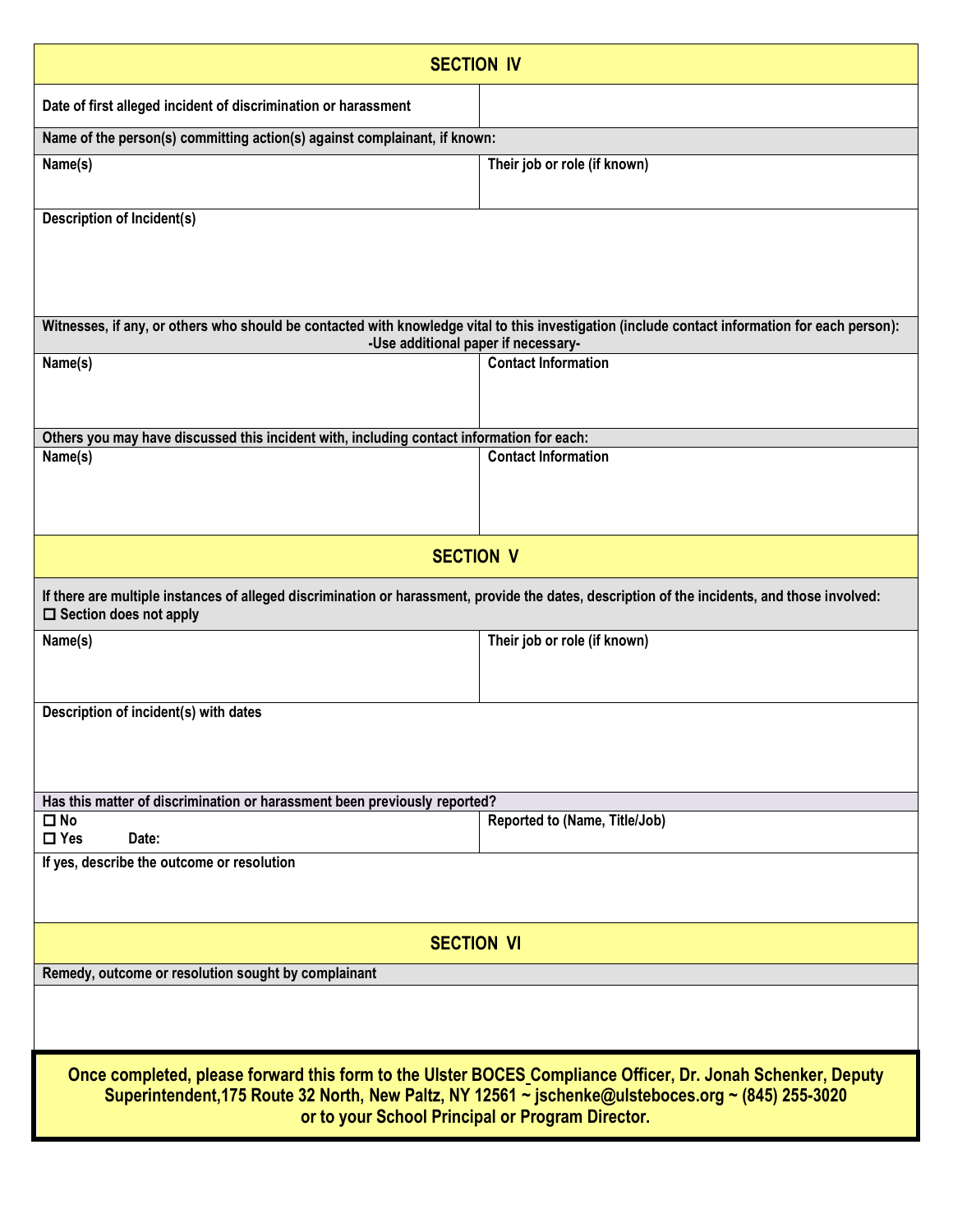## SECTION IV

| | |
|---|---|
| Date of first alleged incident of discrimination or harassment | |

**Name of the person(s) committing action(s) against complainant, if known:**

| Name(s) | Their job or role (if known) |
|---|---|
| | |

**Description of Incident(s)**

**Witnesses, if any, or others who should be contacted with knowledge vital to this investigation (include contact information for each person):**
**-Use additional paper if necessary-**

| Name(s) | Contact Information |
|---|---|
| | |

**Others you may have discussed this incident with, including contact information for each:**

| Name(s) | Contact Information |
|---|---|
| | |

## SECTION V

**If there are multiple instances of alleged discrimination or harassment, provide the dates, description of the incidents, and those involved:**
☐ Section does not apply

| Name(s) | Their job or role (if known) |
|---|---|
| | |

**Description of incident(s) with dates**

**Has this matter of discrimination or harassment been previously reported?**

| | |
|---|---|
| ☐ No<br>☐ Yes Date: | Reported to (Name, Title/Job) |

**If yes, describe the outcome or resolution**

## SECTION VI

**Remedy, outcome or resolution sought by complainant**

**Once completed, please forward this form to the Ulster BOCES Compliance Officer, Dr. Jonah Schenker, Deputy Superintendent,175 Route 32 North, New Paltz, NY 12561 ~ jschenke@ulsteboces.org ~ (845) 255-3020 or to your School Principal or Program Director.**